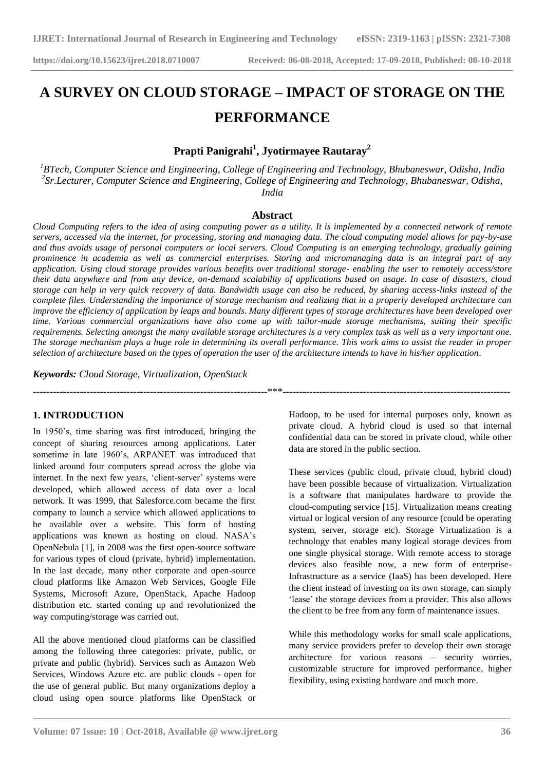# A SURVEY ON CLOUD STORAGE – IMPACT OF STORAGE ON THE PERFORMANCE

**Prapti Panigrahi[1], Jyotirmayee Rautaray[2]**

[1]*BTech, Computer Science and Engineering, College of Engineering and Technology, Bhubaneswar, Odisha, India*
[2]*Sr.Lecturer, Computer Science and Engineering, College of Engineering and Technology, Bhubaneswar, Odisha, India*

## Abstract

*Cloud Computing refers to the idea of using computing power as a utility. It is implemented by a connected network of remote servers, accessed via the internet, for processing, storing and managing data. The cloud computing model allows for pay-by-use and thus avoids usage of personal computers or local servers. Cloud Computing is an emerging technology, gradually gaining prominence in academia as well as commercial enterprises. Storing and micromanaging data is an integral part of any application. Using cloud storage provides various benefits over traditional storage- enabling the user to remotely access/store their data anywhere and from any device, on-demand scalability of applications based on usage. In case of disasters, cloud storage can help in very quick recovery of data. Bandwidth usage can also be reduced, by sharing access-links instead of the complete files. Understanding the importance of storage mechanism and realizing that in a properly developed architecture can improve the efficiency of application by leaps and bounds. Many different types of storage architectures have been developed over time. Various commercial organizations have also come up with tailor-made storage mechanisms, suiting their specific requirements. Selecting amongst the many available storage architectures is a very complex task as well as a very important one. The storage mechanism plays a huge role in determining its overall performance. This work aims to assist the reader in proper selection of architecture based on the types of operation the user of the architecture intends to have in his/her application.*

***Keywords:** Cloud Storage, Virtualization, OpenStack*

---

## 1. INTRODUCTION

In 1950's, time sharing was first introduced, bringing the concept of sharing resources among applications. Later sometime in late 1960's, ARPANET was introduced that linked around four computers spread across the globe via internet. In the next few years, 'client-server' systems were developed, which allowed access of data over a local network. It was 1999, that Salesforce.com became the first company to launch a service which allowed applications to be available over a website. This form of hosting applications was known as hosting on cloud. NASA's OpenNebula [1], in 2008 was the first open-source software for various types of cloud (private, hybrid) implementation. In the last decade, many other corporate and open-source cloud platforms like Amazon Web Services, Google File Systems, Microsoft Azure, OpenStack, Apache Hadoop distribution etc. started coming up and revolutionized the way computing/storage was carried out.

All the above mentioned cloud platforms can be classified among the following three categories: private, public, or private and public (hybrid). Services such as Amazon Web Services, Windows Azure etc. are public clouds - open for the use of general public. But many organizations deploy a cloud using open source platforms like OpenStack or Hadoop, to be used for internal purposes only, known as private cloud. A hybrid cloud is used so that internal confidential data can be stored in private cloud, while other data are stored in the public section.

These services (public cloud, private cloud, hybrid cloud) have been possible because of virtualization. Virtualization is a software that manipulates hardware to provide the cloud-computing service [15]. Virtualization means creating virtual or logical version of any resource (could be operating system, server, storage etc). Storage Virtualization is a technology that enables many logical storage devices from one single physical storage. With remote access to storage devices also feasible now, a new form of enterprise- Infrastructure as a service (IaaS) has been developed. Here the client instead of investing on its own storage, can simply 'lease' the storage devices from a provider. This also allows the client to be free from any form of maintenance issues.

While this methodology works for small scale applications, many service providers prefer to develop their own storage architecture for various reasons – security worries, customizable structure for improved performance, higher flexibility, using existing hardware and much more.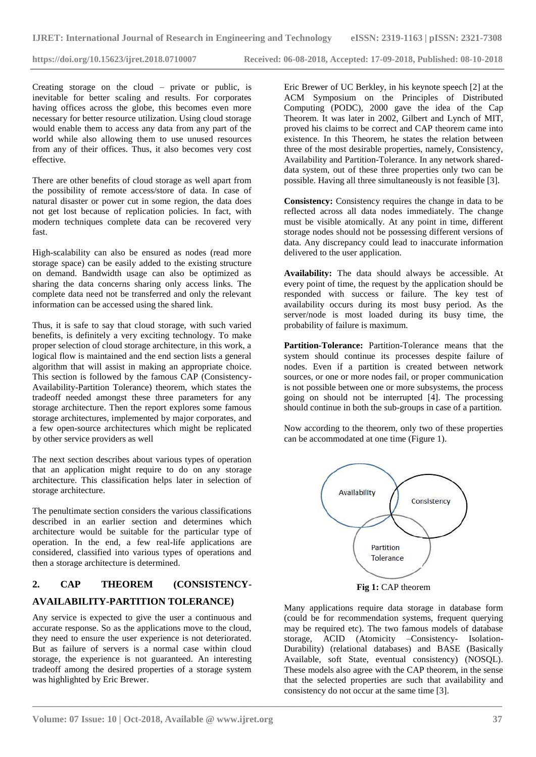Creating storage on the cloud – private or public, is inevitable for better scaling and results. For corporates having offices across the globe, this becomes even more necessary for better resource utilization. Using cloud storage would enable them to access any data from any part of the world while also allowing them to use unused resources from any of their offices. Thus, it also becomes very cost effective.

There are other benefits of cloud storage as well apart from the possibility of remote access/store of data. In case of natural disaster or power cut in some region, the data does not get lost because of replication policies. In fact, with modern techniques complete data can be recovered very fast.

High-scalability can also be ensured as nodes (read more storage space) can be easily added to the existing structure on demand. Bandwidth usage can also be optimized as sharing the data concerns sharing only access links. The complete data need not be transferred and only the relevant information can be accessed using the shared link.

Thus, it is safe to say that cloud storage, with such varied benefits, is definitely a very exciting technology. To make proper selection of cloud storage architecture, in this work, a logical flow is maintained and the end section lists a general algorithm that will assist in making an appropriate choice. This section is followed by the famous CAP (Consistency-Availability-Partition Tolerance) theorem, which states the tradeoff needed amongst these three parameters for any storage architecture. Then the report explores some famous storage architectures, implemented by major corporates, and a few open-source architectures which might be replicated by other service providers as well

The next section describes about various types of operation that an application might require to do on any storage architecture. This classification helps later in selection of storage architecture.

The penultimate section considers the various classifications described in an earlier section and determines which architecture would be suitable for the particular type of operation. In the end, a few real-life applications are considered, classified into various types of operations and then a storage architecture is determined.

## 2. CAP THEOREM (CONSISTENCY-AVAILABILITY-PARTITION TOLERANCE)

Any service is expected to give the user a continuous and accurate response. So as the applications move to the cloud, they need to ensure the user experience is not deteriorated. But as failure of servers is a normal case within cloud storage, the experience is not guaranteed. An interesting tradeoff among the desired properties of a storage system was highlighted by Eric Brewer.

Eric Brewer of UC Berkley, in his keynote speech [2] at the ACM Symposium on the Principles of Distributed Computing (PODC), 2000 gave the idea of the Cap Theorem. It was later in 2002, Gilbert and Lynch of MIT, proved his claims to be correct and CAP theorem came into existence. In this Theorem, he states the relation between three of the most desirable properties, namely, Consistency, Availability and Partition-Tolerance. In any network shared-data system, out of these three properties only two can be possible. Having all three simultaneously is not feasible [3].

**Consistency:** Consistency requires the change in data to be reflected across all data nodes immediately. The change must be visible atomically. At any point in time, different storage nodes should not be possessing different versions of data. Any discrepancy could lead to inaccurate information delivered to the user application.

**Availability:** The data should always be accessible. At every point of time, the request by the application should be responded with success or failure. The key test of availability occurs during its most busy period. As the server/node is most loaded during its busy time, the probability of failure is maximum.

**Partition-Tolerance:** Partition-Tolerance means that the system should continue its processes despite failure of nodes. Even if a partition is created between network sources, or one or more nodes fail, or proper communication is not possible between one or more subsystems, the process going on should not be interrupted [4]. The processing should continue in both the sub-groups in case of a partition.

Now according to the theorem, only two of these properties can be accommodated at one time (Figure 1).

**Fig 1:** CAP theorem

Many applications require data storage in database form (could be for recommendation systems, frequent querying may be required etc). The two famous models of database storage, ACID (Atomicity –Consistency- Isolation-Durability) (relational databases) and BASE (Basically Available, soft State, eventual consistency) (NOSQL). These models also agree with the CAP theorem, in the sense that the selected properties are such that availability and consistency do not occur at the same time [3].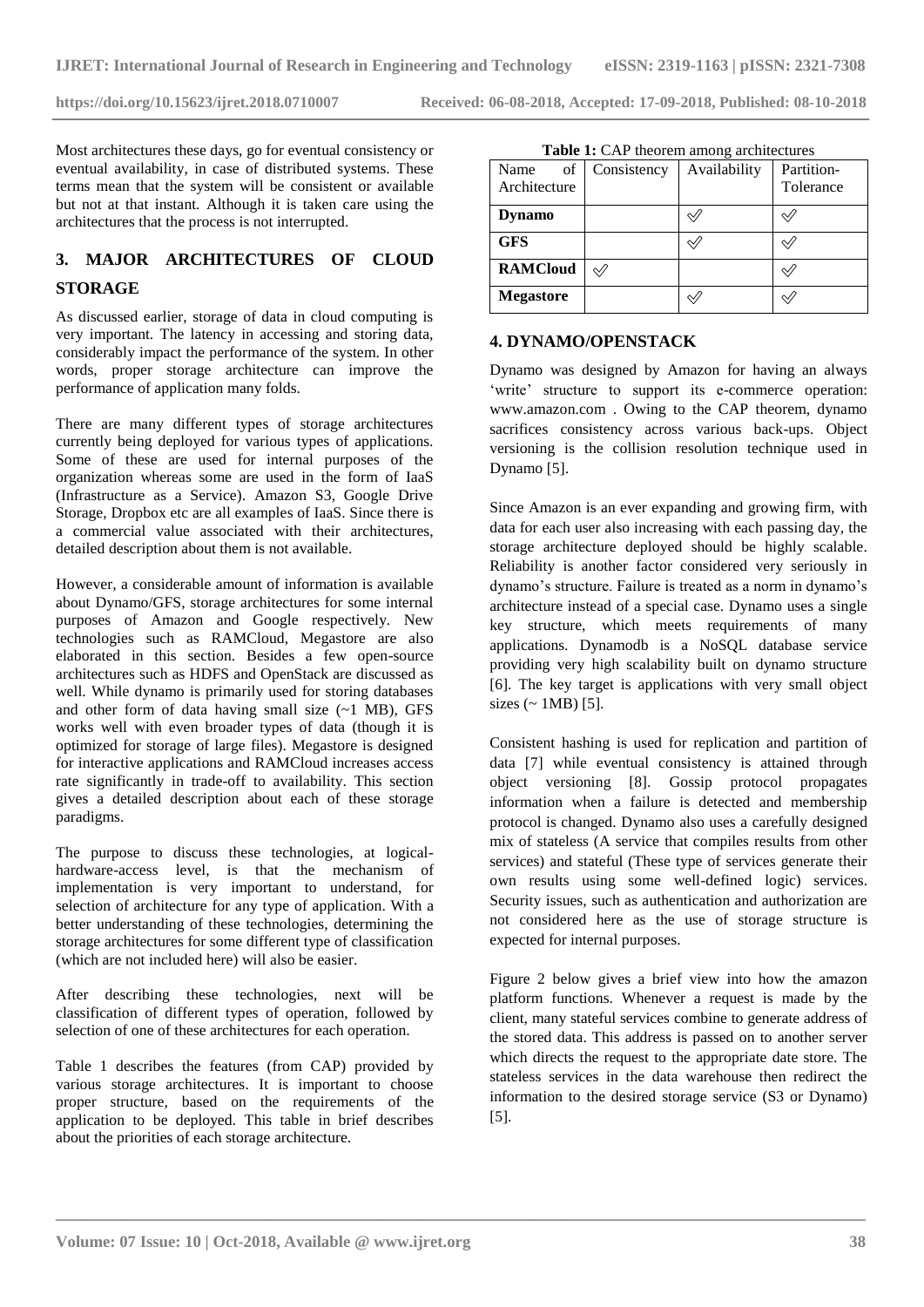Most architectures these days, go for eventual consistency or eventual availability, in case of distributed systems. These terms mean that the system will be consistent or available but not at that instant. Although it is taken care using the architectures that the process is not interrupted.

## 3. MAJOR ARCHITECTURES OF CLOUD STORAGE

As discussed earlier, storage of data in cloud computing is very important. The latency in accessing and storing data, considerably impact the performance of the system. In other words, proper storage architecture can improve the performance of application many folds.

There are many different types of storage architectures currently being deployed for various types of applications. Some of these are used for internal purposes of the organization whereas some are used in the form of IaaS (Infrastructure as a Service). Amazon S3, Google Drive Storage, Dropbox etc are all examples of IaaS. Since there is a commercial value associated with their architectures, detailed description about them is not available.

However, a considerable amount of information is available about Dynamo/GFS, storage architectures for some internal purposes of Amazon and Google respectively. New technologies such as RAMCloud, Megastore are also elaborated in this section. Besides a few open-source architectures such as HDFS and OpenStack are discussed as well. While dynamo is primarily used for storing databases and other form of data having small size (~1 MB), GFS works well with even broader types of data (though it is optimized for storage of large files). Megastore is designed for interactive applications and RAMCloud increases access rate significantly in trade-off to availability. This section gives a detailed description about each of these storage paradigms.

The purpose to discuss these technologies, at logical-hardware-access level, is that the mechanism of implementation is very important to understand, for selection of architecture for any type of application. With a better understanding of these technologies, determining the storage architectures for some different type of classification (which are not included here) will also be easier.

After describing these technologies, next will be classification of different types of operation, followed by selection of one of these architectures for each operation.

Table 1 describes the features (from CAP) provided by various storage architectures. It is important to choose proper structure, based on the requirements of the application to be deployed. This table in brief describes about the priorities of each storage architecture.

**Table 1:** CAP theorem among architectures

| Name of Architecture | Consistency | Availability | Partition-Tolerance |
|---|---|---|---|
| **Dynamo** | | ✓ | ✓ |
| **GFS** | | ✓ | ✓ |
| **RAMCloud** | ✓ | | ✓ |
| **Megastore** | | ✓ | ✓ |

## 4. DYNAMO/OPENSTACK

Dynamo was designed by Amazon for having an always 'write' structure to support its e-commerce operation: www.amazon.com . Owing to the CAP theorem, dynamo sacrifices consistency across various back-ups. Object versioning is the collision resolution technique used in Dynamo [5].

Since Amazon is an ever expanding and growing firm, with data for each user also increasing with each passing day, the storage architecture deployed should be highly scalable. Reliability is another factor considered very seriously in dynamo's structure. Failure is treated as a norm in dynamo's architecture instead of a special case. Dynamo uses a single key structure, which meets requirements of many applications. Dynamodb is a NoSQL database service providing very high scalability built on dynamo structure [6]. The key target is applications with very small object sizes (~ 1MB) [5].

Consistent hashing is used for replication and partition of data [7] while eventual consistency is attained through object versioning [8]. Gossip protocol propagates information when a failure is detected and membership protocol is changed. Dynamo also uses a carefully designed mix of stateless (A service that compiles results from other services) and stateful (These type of services generate their own results using some well-defined logic) services. Security issues, such as authentication and authorization are not considered here as the use of storage structure is expected for internal purposes.

Figure 2 below gives a brief view into how the amazon platform functions. Whenever a request is made by the client, many stateful services combine to generate address of the stored data. This address is passed on to another server which directs the request to the appropriate date store. The stateless services in the data warehouse then redirect the information to the desired storage service (S3 or Dynamo) [5].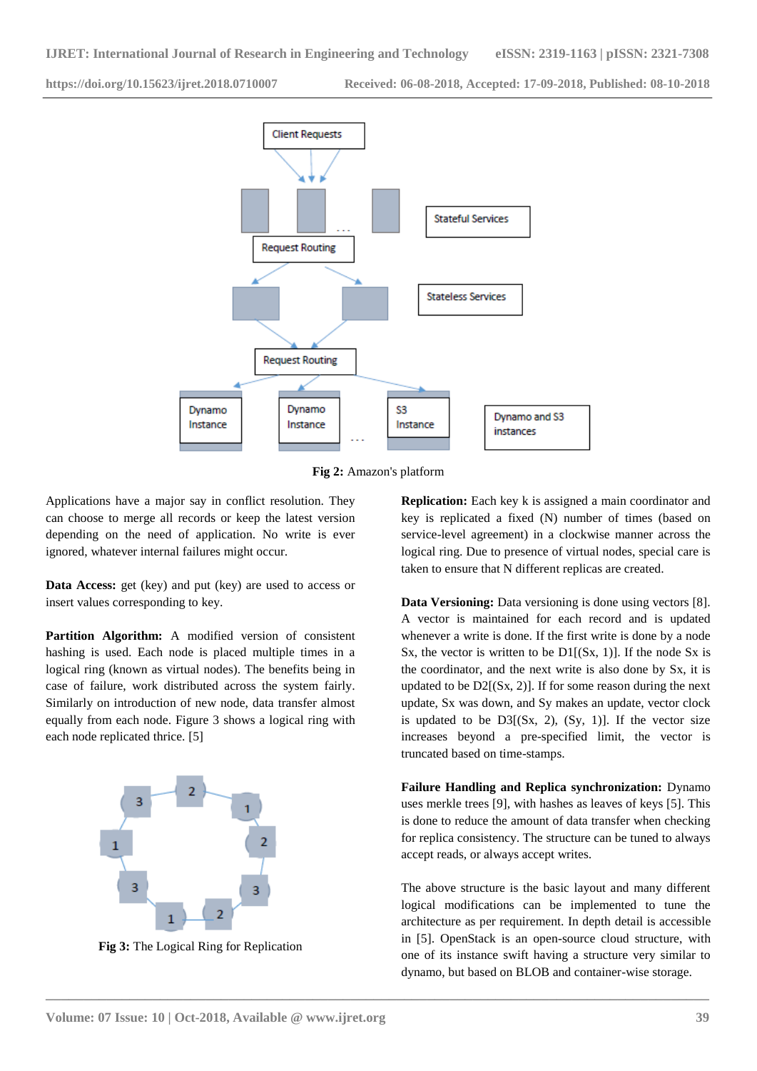Fig 2: Amazon's platform

Applications have a major say in conflict resolution. They can choose to merge all records or keep the latest version depending on the need of application. No write is ever ignored, whatever internal failures might occur.

**Data Access:** get (key) and put (key) are used to access or insert values corresponding to key.

**Partition Algorithm:** A modified version of consistent hashing is used. Each node is placed multiple times in a logical ring (known as virtual nodes). The benefits being in case of failure, work distributed across the system fairly. Similarly on introduction of new node, data transfer almost equally from each node. Figure 3 shows a logical ring with each node replicated thrice. [5]

**Fig 3:** The Logical Ring for Replication

**Replication:** Each key k is assigned a main coordinator and key is replicated a fixed (N) number of times (based on service-level agreement) in a clockwise manner across the logical ring. Due to presence of virtual nodes, special care is taken to ensure that N different replicas are created.

**Data Versioning:** Data versioning is done using vectors [8]. A vector is maintained for each record and is updated whenever a write is done. If the first write is done by a node Sx, the vector is written to be D1[(Sx, 1)]. If the node Sx is the coordinator, and the next write is also done by Sx, it is updated to be D2[(Sx, 2)]. If for some reason during the next update, Sx was down, and Sy makes an update, vector clock is updated to be D3[(Sx, 2), (Sy, 1)]. If the vector size increases beyond a pre-specified limit, the vector is truncated based on time-stamps.

**Failure Handling and Replica synchronization:** Dynamo uses merkle trees [9], with hashes as leaves of keys [5]. This is done to reduce the amount of data transfer when checking for replica consistency. The structure can be tuned to always accept reads, or always accept writes.

The above structure is the basic layout and many different logical modifications can be implemented to tune the architecture as per requirement. In depth detail is accessible in [5]. OpenStack is an open-source cloud structure, with one of its instance swift having a structure very similar to dynamo, but based on BLOB and container-wise storage.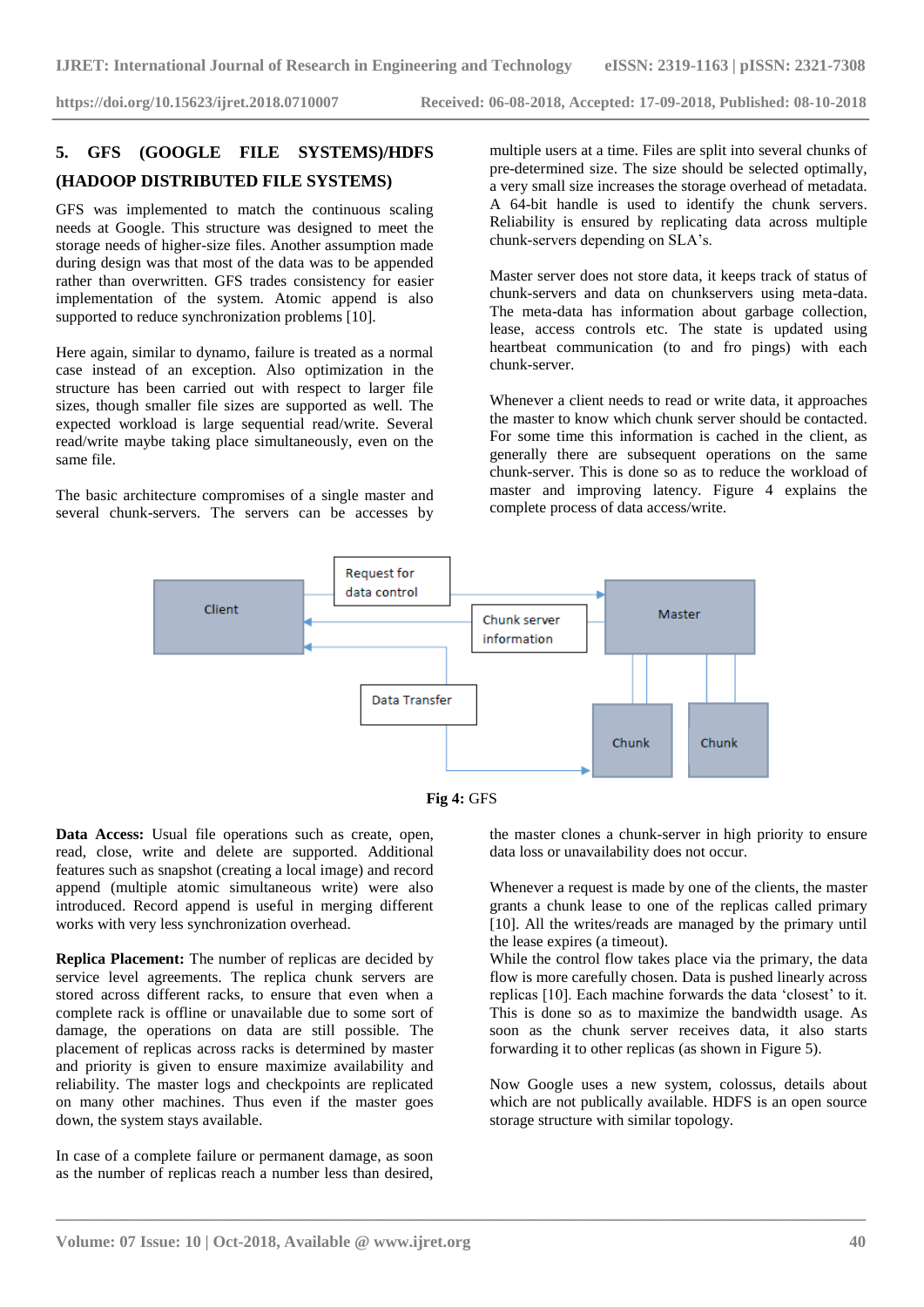## 5. GFS (GOOGLE FILE SYSTEMS)/HDFS (HADOOP DISTRIBUTED FILE SYSTEMS)

GFS was implemented to match the continuous scaling needs at Google. This structure was designed to meet the storage needs of higher-size files. Another assumption made during design was that most of the data was to be appended rather than overwritten. GFS trades consistency for easier implementation of the system. Atomic append is also supported to reduce synchronization problems [10].

Here again, similar to dynamo, failure is treated as a normal case instead of an exception. Also optimization in the structure has been carried out with respect to larger file sizes, though smaller file sizes are supported as well. The expected workload is large sequential read/write. Several read/write maybe taking place simultaneously, even on the same file.

The basic architecture compromises of a single master and several chunk-servers. The servers can be accesses by multiple users at a time. Files are split into several chunks of pre-determined size. The size should be selected optimally, a very small size increases the storage overhead of metadata. A 64-bit handle is used to identify the chunk servers. Reliability is ensured by replicating data across multiple chunk-servers depending on SLA's.

Master server does not store data, it keeps track of status of chunk-servers and data on chunkservers using meta-data. The meta-data has information about garbage collection, lease, access controls etc. The state is updated using heartbeat communication (to and fro pings) with each chunk-server.

Whenever a client needs to read or write data, it approaches the master to know which chunk server should be contacted. For some time this information is cached in the client, as generally there are subsequent operations on the same chunk-server. This is done so as to reduce the workload of master and improving latency. Figure 4 explains the complete process of data access/write.

**Fig 4:** GFS

**Data Access:** Usual file operations such as create, open, read, close, write and delete are supported. Additional features such as snapshot (creating a local image) and record append (multiple atomic simultaneous write) were also introduced. Record append is useful in merging different works with very less synchronization overhead.

**Replica Placement:** The number of replicas are decided by service level agreements. The replica chunk servers are stored across different racks, to ensure that even when a complete rack is offline or unavailable due to some sort of damage, the operations on data are still possible. The placement of replicas across racks is determined by master and priority is given to ensure maximize availability and reliability. The master logs and checkpoints are replicated on many other machines. Thus even if the master goes down, the system stays available.

In case of a complete failure or permanent damage, as soon as the number of replicas reach a number less than desired, the master clones a chunk-server in high priority to ensure data loss or unavailability does not occur.

Whenever a request is made by one of the clients, the master grants a chunk lease to one of the replicas called primary [10]. All the writes/reads are managed by the primary until the lease expires (a timeout).
While the control flow takes place via the primary, the data flow is more carefully chosen. Data is pushed linearly across replicas [10]. Each machine forwards the data 'closest' to it. This is done so as to maximize the bandwidth usage. As soon as the chunk server receives data, it also starts forwarding it to other replicas (as shown in Figure 5).

Now Google uses a new system, colossus, details about which are not publically available. HDFS is an open source storage structure with similar topology.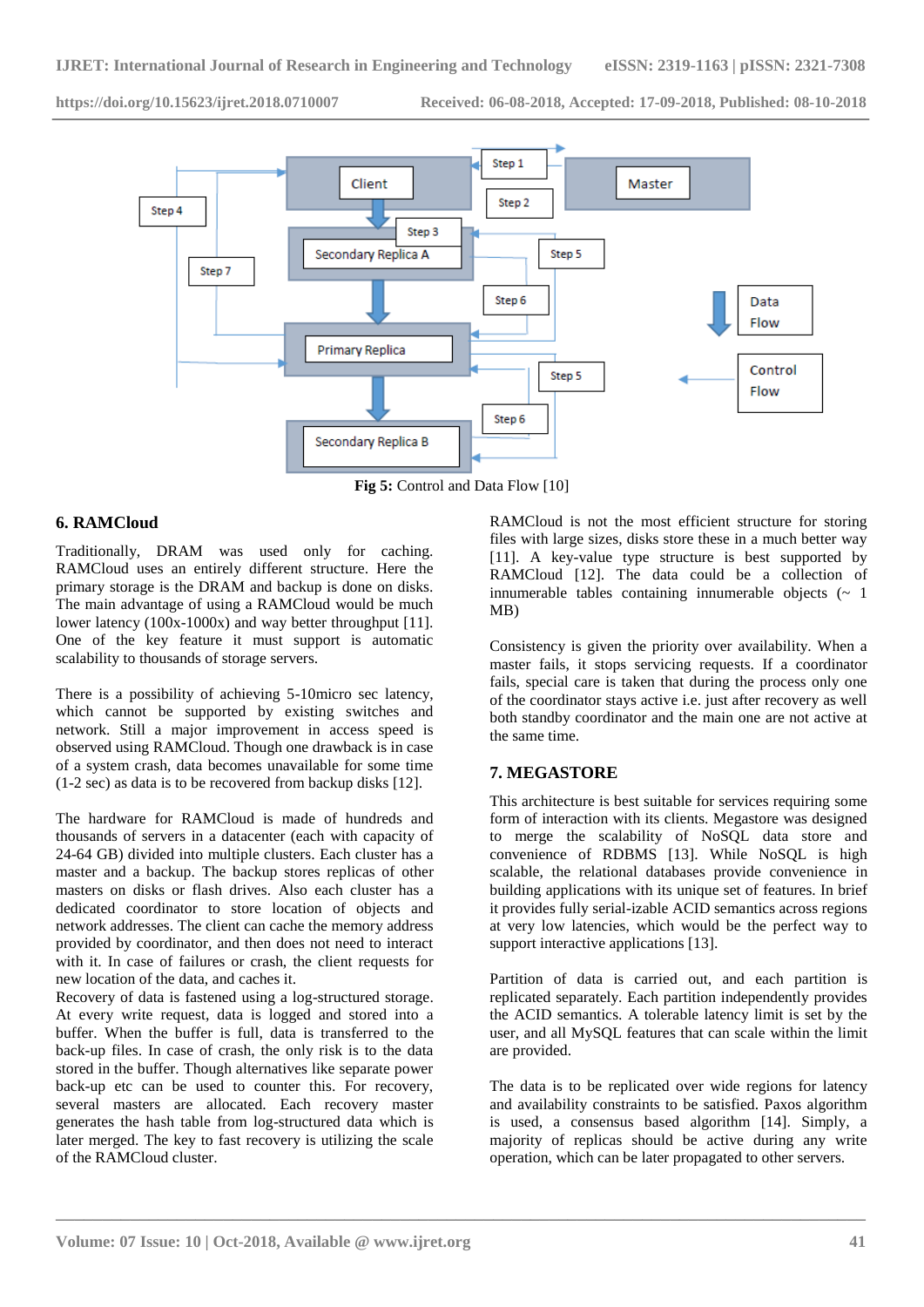Fig 5: Control and Data Flow [10]

## 6. RAMCloud

Traditionally, DRAM was used only for caching. RAMCloud uses an entirely different structure. Here the primary storage is the DRAM and backup is done on disks. The main advantage of using a RAMCloud would be much lower latency (100x-1000x) and way better throughput [11]. One of the key feature it must support is automatic scalability to thousands of storage servers.

There is a possibility of achieving 5-10micro sec latency, which cannot be supported by existing switches and network. Still a major improvement in access speed is observed using RAMCloud. Though one drawback is in case of a system crash, data becomes unavailable for some time (1-2 sec) as data is to be recovered from backup disks [12].

The hardware for RAMCloud is made of hundreds and thousands of servers in a datacenter (each with capacity of 24-64 GB) divided into multiple clusters. Each cluster has a master and a backup. The backup stores replicas of other masters on disks or flash drives. Also each cluster has a dedicated coordinator to store location of objects and network addresses. The client can cache the memory address provided by coordinator, and then does not need to interact with it. In case of failures or crash, the client requests for new location of the data, and caches it.
Recovery of data is fastened using a log-structured storage. At every write request, data is logged and stored into a buffer. When the buffer is full, data is transferred to the back-up files. In case of crash, the only risk is to the data stored in the buffer. Though alternatives like separate power back-up etc can be used to counter this. For recovery, several masters are allocated. Each recovery master generates the hash table from log-structured data which is later merged. The key to fast recovery is utilizing the scale of the RAMCloud cluster.

RAMCloud is not the most efficient structure for storing files with large sizes, disks store these in a much better way [11]. A key-value type structure is best supported by RAMCloud [12]. The data could be a collection of innumerable tables containing innumerable objects (~ 1 MB)

Consistency is given the priority over availability. When a master fails, it stops servicing requests. If a coordinator fails, special care is taken that during the process only one of the coordinator stays active i.e. just after recovery as well both standby coordinator and the main one are not active at the same time.

## 7. MEGASTORE

This architecture is best suitable for services requiring some form of interaction with its clients. Megastore was designed to merge the scalability of NoSQL data store and convenience of RDBMS [13]. While NoSQL is high scalable, the relational databases provide convenience in building applications with its unique set of features. In brief it provides fully serial-izable ACID semantics across regions at very low latencies, which would be the perfect way to support interactive applications [13].

Partition of data is carried out, and each partition is replicated separately. Each partition independently provides the ACID semantics. A tolerable latency limit is set by the user, and all MySQL features that can scale within the limit are provided.

The data is to be replicated over wide regions for latency and availability constraints to be satisfied. Paxos algorithm is used, a consensus based algorithm [14]. Simply, a majority of replicas should be active during any write operation, which can be later propagated to other servers.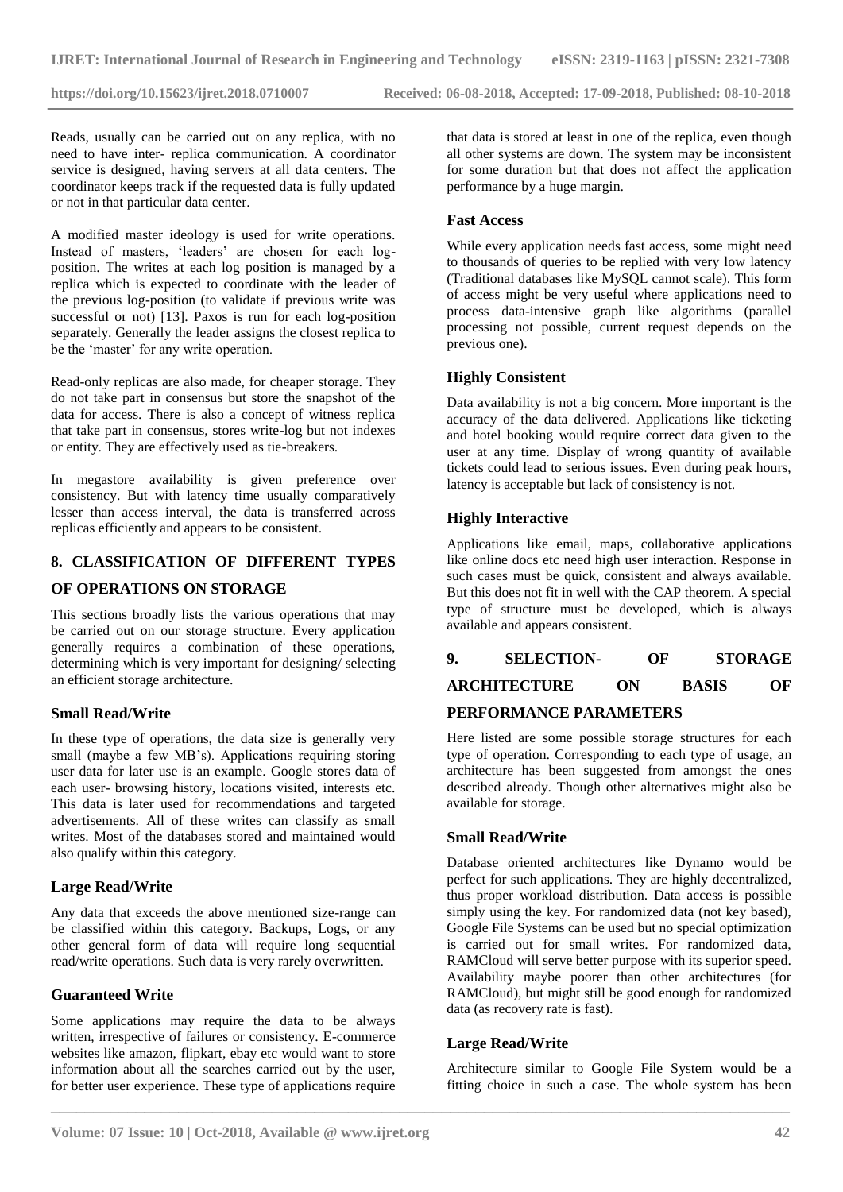Reads, usually can be carried out on any replica, with no need to have inter- replica communication. A coordinator service is designed, having servers at all data centers. The coordinator keeps track if the requested data is fully updated or not in that particular data center.

A modified master ideology is used for write operations. Instead of masters, 'leaders' are chosen for each log-position. The writes at each log position is managed by a replica which is expected to coordinate with the leader of the previous log-position (to validate if previous write was successful or not) [13]. Paxos is run for each log-position separately. Generally the leader assigns the closest replica to be the 'master' for any write operation.

Read-only replicas are also made, for cheaper storage. They do not take part in consensus but store the snapshot of the data for access. There is also a concept of witness replica that take part in consensus, stores write-log but not indexes or entity. They are effectively used as tie-breakers.

In megastore availability is given preference over consistency. But with latency time usually comparatively lesser than access interval, the data is transferred across replicas efficiently and appears to be consistent.

## 8. CLASSIFICATION OF DIFFERENT TYPES OF OPERATIONS ON STORAGE

This sections broadly lists the various operations that may be carried out on our storage structure. Every application generally requires a combination of these operations, determining which is very important for designing/ selecting an efficient storage architecture.

### Small Read/Write

In these type of operations, the data size is generally very small (maybe a few MB's). Applications requiring storing user data for later use is an example. Google stores data of each user- browsing history, locations visited, interests etc. This data is later used for recommendations and targeted advertisements. All of these writes can classify as small writes. Most of the databases stored and maintained would also qualify within this category.

### Large Read/Write

Any data that exceeds the above mentioned size-range can be classified within this category. Backups, Logs, or any other general form of data will require long sequential read/write operations. Such data is very rarely overwritten.

### Guaranteed Write

Some applications may require the data to be always written, irrespective of failures or consistency. E-commerce websites like amazon, flipkart, ebay etc would want to store information about all the searches carried out by the user, for better user experience. These type of applications require that data is stored at least in one of the replica, even though all other systems are down. The system may be inconsistent for some duration but that does not affect the application performance by a huge margin.

### Fast Access

While every application needs fast access, some might need to thousands of queries to be replied with very low latency (Traditional databases like MySQL cannot scale). This form of access might be very useful where applications need to process data-intensive graph like algorithms (parallel processing not possible, current request depends on the previous one).

### Highly Consistent

Data availability is not a big concern. More important is the accuracy of the data delivered. Applications like ticketing and hotel booking would require correct data given to the user at any time. Display of wrong quantity of available tickets could lead to serious issues. Even during peak hours, latency is acceptable but lack of consistency is not.

### Highly Interactive

Applications like email, maps, collaborative applications like online docs etc need high user interaction. Response in such cases must be quick, consistent and always available. But this does not fit in well with the CAP theorem. A special type of structure must be developed, which is always available and appears consistent.

## 9. SELECTION- OF STORAGE ARCHITECTURE ON BASIS OF PERFORMANCE PARAMETERS

Here listed are some possible storage structures for each type of operation. Corresponding to each type of usage, an architecture has been suggested from amongst the ones described already. Though other alternatives might also be available for storage.

### Small Read/Write

Database oriented architectures like Dynamo would be perfect for such applications. They are highly decentralized, thus proper workload distribution. Data access is possible simply using the key. For randomized data (not key based), Google File Systems can be used but no special optimization is carried out for small writes. For randomized data, RAMCloud will serve better purpose with its superior speed. Availability maybe poorer than other architectures (for RAMCloud), but might still be good enough for randomized data (as recovery rate is fast).

### Large Read/Write

Architecture similar to Google File System would be a fitting choice in such a case. The whole system has been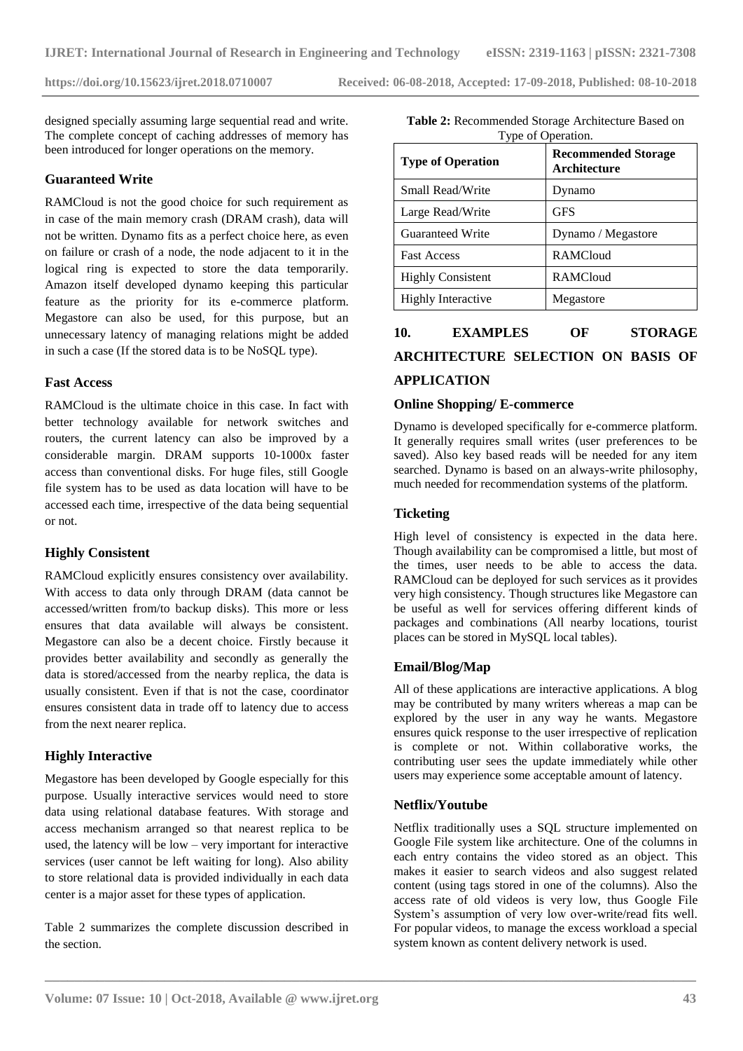designed specially assuming large sequential read and write. The complete concept of caching addresses of memory has been introduced for longer operations on the memory.

### Guaranteed Write

RAMCloud is not the good choice for such requirement as in case of the main memory crash (DRAM crash), data will not be written. Dynamo fits as a perfect choice here, as even on failure or crash of a node, the node adjacent to it in the logical ring is expected to store the data temporarily. Amazon itself developed dynamo keeping this particular feature as the priority for its e-commerce platform. Megastore can also be used, for this purpose, but an unnecessary latency of managing relations might be added in such a case (If the stored data is to be NoSQL type).

### Fast Access

RAMCloud is the ultimate choice in this case. In fact with better technology available for network switches and routers, the current latency can also be improved by a considerable margin. DRAM supports 10-1000x faster access than conventional disks. For huge files, still Google file system has to be used as data location will have to be accessed each time, irrespective of the data being sequential or not.

### Highly Consistent

RAMCloud explicitly ensures consistency over availability. With access to data only through DRAM (data cannot be accessed/written from/to backup disks). This more or less ensures that data available will always be consistent. Megastore can also be a decent choice. Firstly because it provides better availability and secondly as generally the data is stored/accessed from the nearby replica, the data is usually consistent. Even if that is not the case, coordinator ensures consistent data in trade off to latency due to access from the next nearer replica.

### Highly Interactive

Megastore has been developed by Google especially for this purpose. Usually interactive services would need to store data using relational database features. With storage and access mechanism arranged so that nearest replica to be used, the latency will be low – very important for interactive services (user cannot be left waiting for long). Also ability to store relational data is provided individually in each data center is a major asset for these types of application.

Table 2 summarizes the complete discussion described in the section.

**Table 2:** Recommended Storage Architecture Based on Type of Operation.

| Type of Operation | Recommended Storage Architecture |
|---|---|
| Small Read/Write | Dynamo |
| Large Read/Write | GFS |
| Guaranteed Write | Dynamo / Megastore |
| Fast Access | RAMCloud |
| Highly Consistent | RAMCloud |
| Highly Interactive | Megastore |

## 10. EXAMPLES OF STORAGE ARCHITECTURE SELECTION ON BASIS OF APPLICATION

### Online Shopping/ E-commerce

Dynamo is developed specifically for e-commerce platform. It generally requires small writes (user preferences to be saved). Also key based reads will be needed for any item searched. Dynamo is based on an always-write philosophy, much needed for recommendation systems of the platform.

### Ticketing

High level of consistency is expected in the data here. Though availability can be compromised a little, but most of the times, user needs to be able to access the data. RAMCloud can be deployed for such services as it provides very high consistency. Though structures like Megastore can be useful as well for services offering different kinds of packages and combinations (All nearby locations, tourist places can be stored in MySQL local tables).

### Email/Blog/Map

All of these applications are interactive applications. A blog may be contributed by many writers whereas a map can be explored by the user in any way he wants. Megastore ensures quick response to the user irrespective of replication is complete or not. Within collaborative works, the contributing user sees the update immediately while other users may experience some acceptable amount of latency.

### Netflix/Youtube

Netflix traditionally uses a SQL structure implemented on Google File system like architecture. One of the columns in each entry contains the video stored as an object. This makes it easier to search videos and also suggest related content (using tags stored in one of the columns). Also the access rate of old videos is very low, thus Google File System's assumption of very low over-write/read fits well. For popular videos, to manage the excess workload a special system known as content delivery network is used.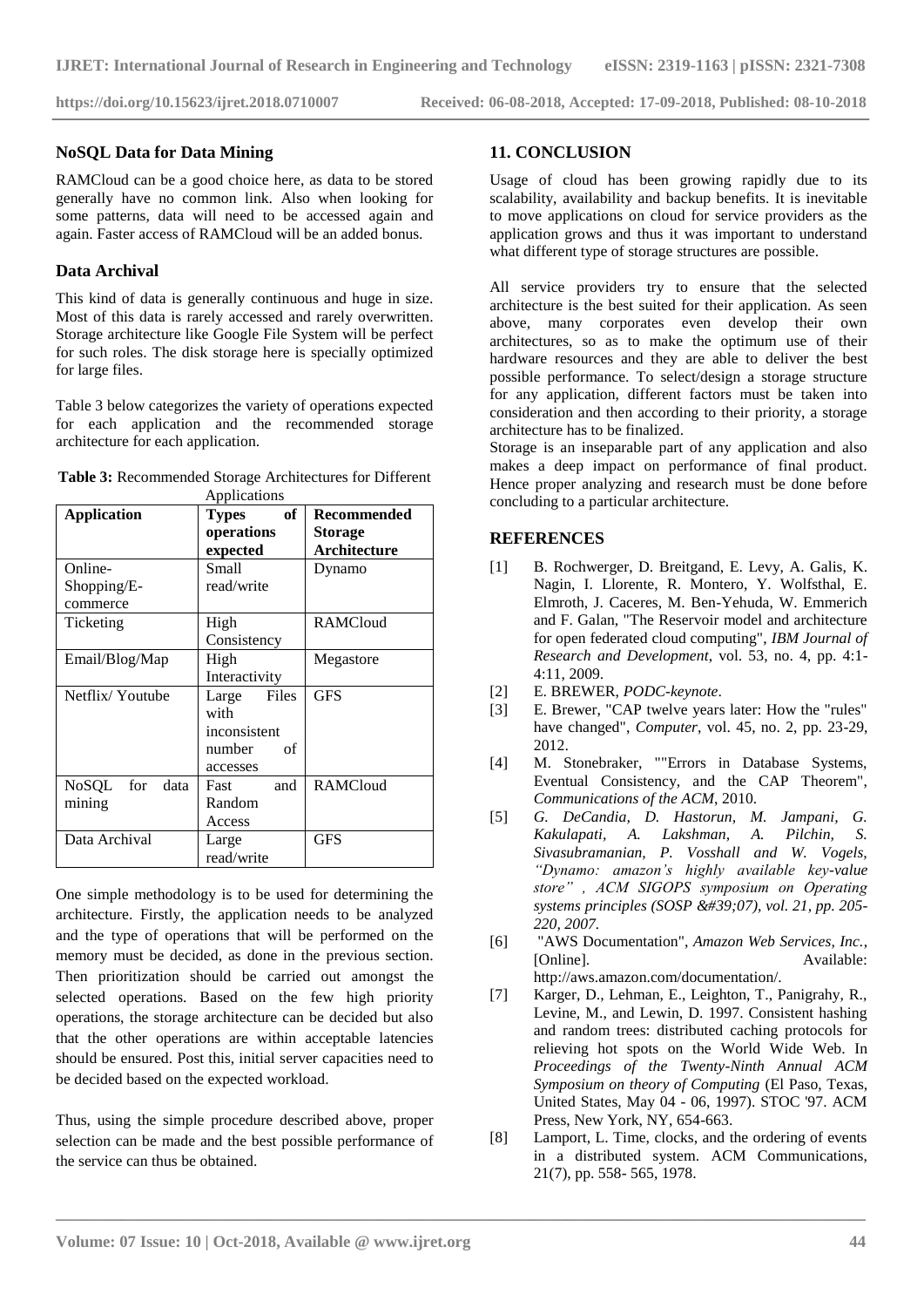### NoSQL Data for Data Mining

RAMCloud can be a good choice here, as data to be stored generally have no common link. Also when looking for some patterns, data will need to be accessed again and again. Faster access of RAMCloud will be an added bonus.

### Data Archival

This kind of data is generally continuous and huge in size. Most of this data is rarely accessed and rarely overwritten. Storage architecture like Google File System will be perfect for such roles. The disk storage here is specially optimized for large files.

Table 3 below categorizes the variety of operations expected for each application and the recommended storage architecture for each application.

**Table 3:** Recommended Storage Architectures for Different Applications

| Application | Types of operations expected | Recommended Storage Architecture |
|---|---|---|
| Online-Shopping/E-commerce | Small read/write | Dynamo |
| Ticketing | High Consistency | RAMCloud |
| Email/Blog/Map | High Interactivity | Megastore |
| Netflix/ Youtube | Large Files with inconsistent number of accesses | GFS |
| NoSQL for data mining | Fast and Random Access | RAMCloud |
| Data Archival | Large read/write | GFS |

One simple methodology is to be used for determining the architecture. Firstly, the application needs to be analyzed and the type of operations that will be performed on the memory must be decided, as done in the previous section. Then prioritization should be carried out amongst the selected operations. Based on the few high priority operations, the storage architecture can be decided but also that the other operations are within acceptable latencies should be ensured. Post this, initial server capacities need to be decided based on the expected workload.

Thus, using the simple procedure described above, proper selection can be made and the best possible performance of the service can thus be obtained.

## 11. CONCLUSION

Usage of cloud has been growing rapidly due to its scalability, availability and backup benefits. It is inevitable to move applications on cloud for service providers as the application grows and thus it was important to understand what different type of storage structures are possible.

All service providers try to ensure that the selected architecture is the best suited for their application. As seen above, many corporates even develop their own architectures, so as to make the optimum use of their hardware resources and they are able to deliver the best possible performance. To select/design a storage structure for any application, different factors must be taken into consideration and then according to their priority, a storage architecture has to be finalized.

Storage is an inseparable part of any application and also makes a deep impact on performance of final product. Hence proper analyzing and research must be done before concluding to a particular architecture.

## REFERENCES

[1] B. Rochwerger, D. Breitgand, E. Levy, A. Galis, K. Nagin, I. Llorente, R. Montero, Y. Wolfsthal, E. Elmroth, J. Caceres, M. Ben-Yehuda, W. Emmerich and F. Galan, "The Reservoir model and architecture for open federated cloud computing", *IBM Journal of Research and Development*, vol. 53, no. 4, pp. 4:1-4:11, 2009.

[2] E. BREWER, *PODC-keynote*.

[3] E. Brewer, "CAP twelve years later: How the "rules" have changed", *Computer*, vol. 45, no. 2, pp. 23-29, 2012.

[4] M. Stonebraker, ""Errors in Database Systems, Eventual Consistency, and the CAP Theorem", *Communications of the ACM*, 2010.

[5] *G. DeCandia, D. Hastorun, M. Jampani, G. Kakulapati, A. Lakshman, A. Pilchin, S. Sivasubramanian, P. Vosshall and W. Vogels, "Dynamo: amazon's highly available key-value store" , ACM SIGOPS symposium on Operating systems principles (SOSP &#39;07), vol. 21, pp. 205-220, 2007.*

[6] "AWS Documentation", *Amazon Web Services, Inc.*, [Online]. Available: http://aws.amazon.com/documentation/.

[7] Karger, D., Lehman, E., Leighton, T., Panigrahy, R., Levine, M., and Lewin, D. 1997. Consistent hashing and random trees: distributed caching protocols for relieving hot spots on the World Wide Web. In *Proceedings of the Twenty-Ninth Annual ACM Symposium on theory of Computing* (El Paso, Texas, United States, May 04 - 06, 1997). STOC '97. ACM Press, New York, NY, 654-663.

[8] Lamport, L. Time, clocks, and the ordering of events in a distributed system. ACM Communications, 21(7), pp. 558- 565, 1978.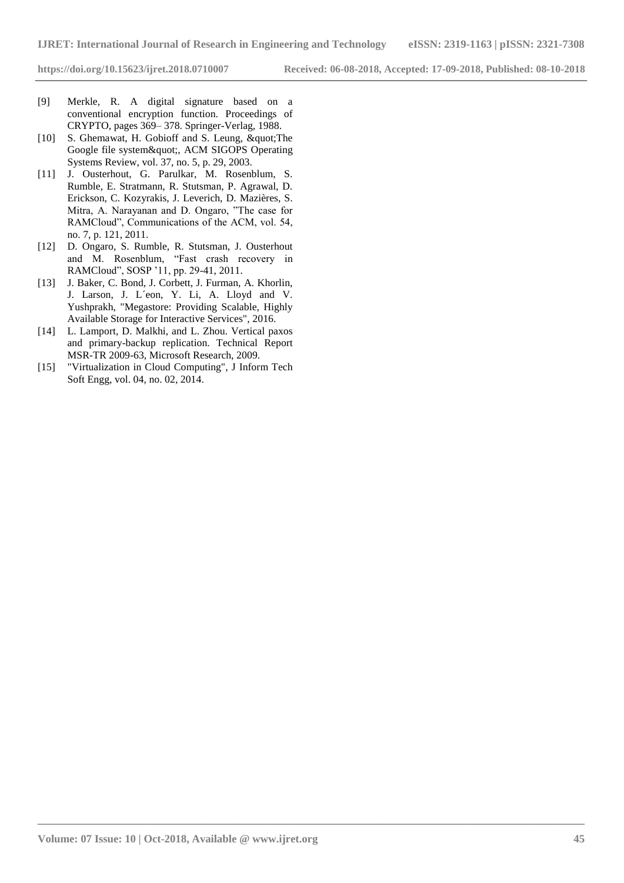[9] Merkle, R. A digital signature based on a conventional encryption function. Proceedings of CRYPTO, pages 369– 378. Springer-Verlag, 1988.

[10] S. Ghemawat, H. Gobioff and S. Leung, &quot;The Google file system&quot;, ACM SIGOPS Operating Systems Review, vol. 37, no. 5, p. 29, 2003.

[11] J. Ousterhout, G. Parulkar, M. Rosenblum, S. Rumble, E. Stratmann, R. Stutsman, P. Agrawal, D. Erickson, C. Kozyrakis, J. Leverich, D. Mazières, S. Mitra, A. Narayanan and D. Ongaro, "The case for RAMCloud", Communications of the ACM, vol. 54, no. 7, p. 121, 2011.

[12] D. Ongaro, S. Rumble, R. Stutsman, J. Ousterhout and M. Rosenblum, "Fast crash recovery in RAMCloud", SOSP '11, pp. 29-41, 2011.

[13] J. Baker, C. Bond, J. Corbett, J. Furman, A. Khorlin, J. Larson, J. L´eon, Y. Li, A. Lloyd and V. Yushprakh, "Megastore: Providing Scalable, Highly Available Storage for Interactive Services", 2016.

[14] L. Lamport, D. Malkhi, and L. Zhou. Vertical paxos and primary-backup replication. Technical Report MSR-TR 2009-63, Microsoft Research, 2009.

[15] "Virtualization in Cloud Computing", J Inform Tech Soft Engg, vol. 04, no. 02, 2014.